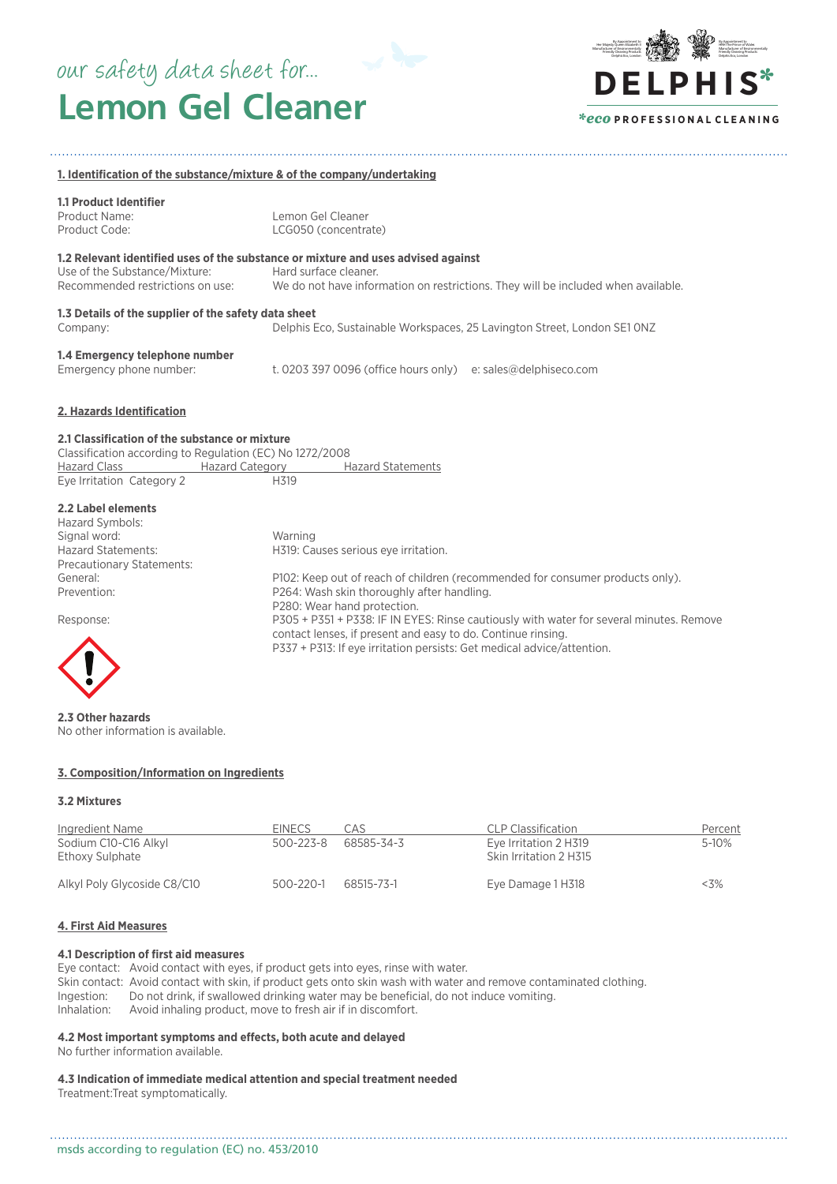our safety data sheet for...

# Lemon Gel Cleaner

DELPHIS*

*eco PROFESSIONAL CLEANING

## 1. Identification of the substance/mixture & of the company/undertaking

### 1.1 Product Identifier

Product Name: Lemon Gel Cleaner
Product Code: LCG050 (concentrate)

### 1.2 Relevant identified uses of the substance or mixture and uses advised against

Use of the Substance/Mixture: Hard surface cleaner.
Recommended restrictions on use: We do not have information on restrictions. They will be included when available.

### 1.3 Details of the supplier of the safety data sheet

Company: Delphis Eco, Sustainable Workspaces, 25 Lavington Street, London SE1 0NZ

### 1.4 Emergency telephone number

Emergency phone number: t. 0203 397 0096 (office hours only) e: sales@delphiseco.com

## 2. Hazards Identification

### 2.1 Classification of the substance or mixture

Classification according to Regulation (EC) No 1272/2008

| Hazard Class | Hazard Category | Hazard Statements |
|---|---|---|
| Eye Irritation | Category 2 | H319 |

### 2.2 Label elements

Hazard Symbols:
Signal word: Warning
Hazard Statements: H319: Causes serious eye irritation.
Precautionary Statements:
General: P102: Keep out of reach of children (recommended for consumer products only).
Prevention: P264: Wash skin thoroughly after handling.
P280: Wear hand protection.
Response: P305 + P351 + P338: IF IN EYES: Rinse cautiously with water for several minutes. Remove contact lenses, if present and easy to do. Continue rinsing.
P337 + P313: If eye irritation persists: Get medical advice/attention.

### 2.3 Other hazards

No other information is available.

## 3. Composition/Information on Ingredients

### 3.2 Mixtures

| Ingredient Name | EINECS | CAS | CLP Classification | Percent |
|---|---|---|---|---|
| Sodium C10-C16 Alkyl Ethoxy Sulphate | 500-223-8 | 68585-34-3 | Eye Irritation 2 H319<br>Skin Irritation 2 H315 | 5-10% |
| Alkyl Poly Glycoside C8/C10 | 500-220-1 | 68515-73-1 | Eye Damage 1 H318 | <3% |

## 4. First Aid Measures

### 4.1 Description of first aid measures

Eye contact: Avoid contact with eyes, if product gets into eyes, rinse with water.
Skin contact: Avoid contact with skin, if product gets onto skin wash with water and remove contaminated clothing.
Ingestion: Do not drink, if swallowed drinking water may be beneficial, do not induce vomiting.
Inhalation: Avoid inhaling product, move to fresh air if in discomfort.

### 4.2 Most important symptoms and effects, both acute and delayed

No further information available.

### 4.3 Indication of immediate medical attention and special treatment needed

Treatment:Treat symptomatically.

msds according to regulation (EC) no. 453/2010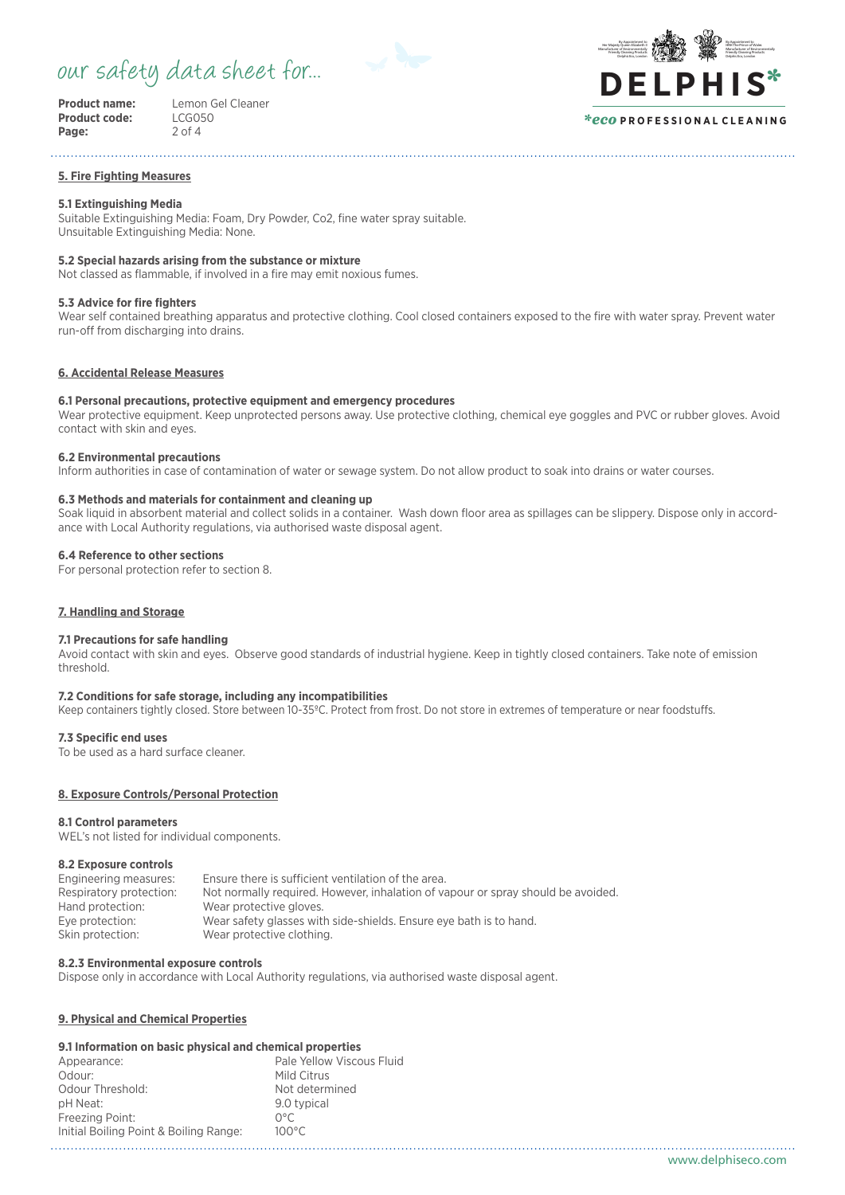## 5. Fire Fighting Measures

### 5.1 Extinguishing Media

Suitable Extinguishing Media: Foam, Dry Powder, Co2, fine water spray suitable.
Unsuitable Extinguishing Media: None.

### 5.2 Special hazards arising from the substance or mixture

Not classed as flammable, if involved in a fire may emit noxious fumes.

### 5.3 Advice for fire fighters

Wear self contained breathing apparatus and protective clothing. Cool closed containers exposed to the fire with water spray. Prevent water run-off from discharging into drains.

## 6. Accidental Release Measures

### 6.1 Personal precautions, protective equipment and emergency procedures

Wear protective equipment. Keep unprotected persons away. Use protective clothing, chemical eye goggles and PVC or rubber gloves. Avoid contact with skin and eyes.

### 6.2 Environmental precautions

Inform authorities in case of contamination of water or sewage system. Do not allow product to soak into drains or water courses.

### 6.3 Methods and materials for containment and cleaning up

Soak liquid in absorbent material and collect solids in a container. Wash down floor area as spillages can be slippery. Dispose only in accordance with Local Authority regulations, via authorised waste disposal agent.

### 6.4 Reference to other sections

For personal protection refer to section 8.

## 7. Handling and Storage

### 7.1 Precautions for safe handling

Avoid contact with skin and eyes. Observe good standards of industrial hygiene. Keep in tightly closed containers. Take note of emission threshold.

### 7.2 Conditions for safe storage, including any incompatibilities

Keep containers tightly closed. Store between 10-35ºC. Protect from frost. Do not store in extremes of temperature or near foodstuffs.

### 7.3 Specific end uses

To be used as a hard surface cleaner.

## 8. Exposure Controls/Personal Protection

### 8.1 Control parameters

WEL's not listed for individual components.

### 8.2 Exposure controls

| | |
|---|---|
| Engineering measures: | Ensure there is sufficient ventilation of the area. |
| Respiratory protection: | Not normally required. However, inhalation of vapour or spray should be avoided. |
| Hand protection: | Wear protective gloves. |
| Eye protection: | Wear safety glasses with side-shields. Ensure eye bath is to hand. |
| Skin protection: | Wear protective clothing. |

### 8.2.3 Environmental exposure controls

Dispose only in accordance with Local Authority regulations, via authorised waste disposal agent.

## 9. Physical and Chemical Properties

### 9.1 Information on basic physical and chemical properties

| | |
|---|---|
| Appearance: | Pale Yellow Viscous Fluid |
| Odour: | Mild Citrus |
| Odour Threshold: | Not determined |
| pH Neat: | 9.0 typical |
| Freezing Point: | 0°C |
| Initial Boiling Point & Boiling Range: | 100°C |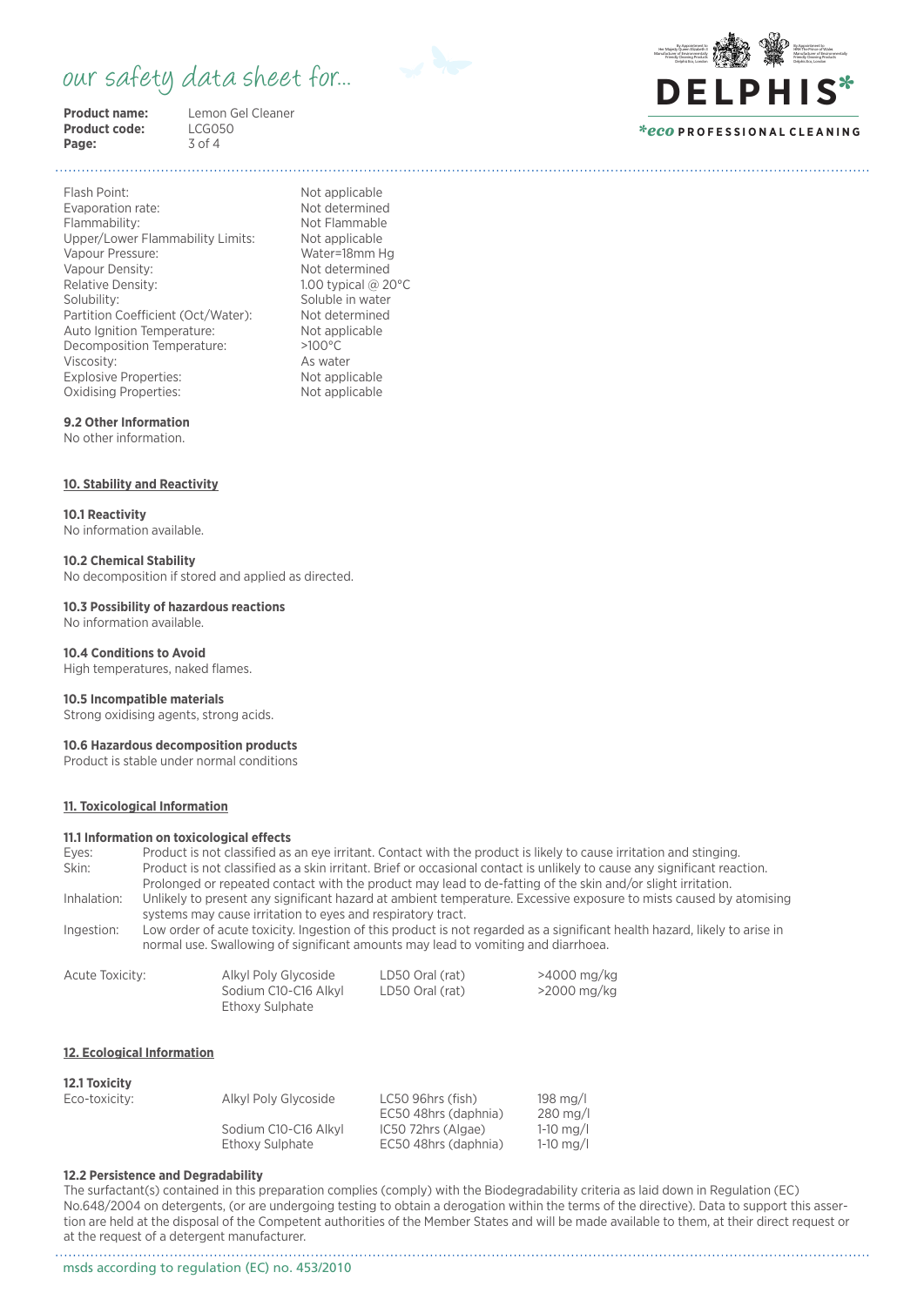| | |
|---|---|
| Flash Point: | Not applicable |
| Evaporation rate: | Not determined |
| Flammability: | Not Flammable |
| Upper/Lower Flammability Limits: | Not applicable |
| Vapour Pressure: | Water=18mm Hg |
| Vapour Density: | Not determined |
| Relative Density: | 1.00 typical @ 20°C |
| Solubility: | Soluble in water |
| Partition Coefficient (Oct/Water): | Not determined |
| Auto Ignition Temperature: | Not applicable |
| Decomposition Temperature: | >100°C |
| Viscosity: | As water |
| Explosive Properties: | Not applicable |
| Oxidising Properties: | Not applicable |

### 9.2 Other Information

No other information.

## 10. Stability and Reactivity

### 10.1 Reactivity

No information available.

### 10.2 Chemical Stability

No decomposition if stored and applied as directed.

### 10.3 Possibility of hazardous reactions

No information available.

### 10.4 Conditions to Avoid

High temperatures, naked flames.

### 10.5 Incompatible materials

Strong oxidising agents, strong acids.

### 10.6 Hazardous decomposition products

Product is stable under normal conditions

## 11. Toxicological Information

### 11.1 Information on toxicological effects

| | |
|---|---|
| Eyes: | Product is not classified as an eye irritant. Contact with the product is likely to cause irritation and stinging. |
| Skin: | Product is not classified as a skin irritant. Brief or occasional contact is unlikely to cause any significant reaction. Prolonged or repeated contact with the product may lead to de-fatting of the skin and/or slight irritation. |
| Inhalation: | Unlikely to present any significant hazard at ambient temperature. Excessive exposure to mists caused by atomising systems may cause irritation to eyes and respiratory tract. |
| Ingestion: | Low order of acute toxicity. Ingestion of this product is not regarded as a significant health hazard, likely to arise in normal use. Swallowing of significant amounts may lead to vomiting and diarrhoea. |

| | | | |
|---|---|---|---|
| Acute Toxicity: | Alkyl Poly Glycoside | LD50 Oral (rat) | >4000 mg/kg |
| | Sodium C10-C16 Alkyl Ethoxy Sulphate | LD50 Oral (rat) | >2000 mg/kg |

## 12. Ecological Information

### 12.1 Toxicity

| | | | |
|---|---|---|---|
| Eco-toxicity: | Alkyl Poly Glycoside | LC50 96hrs (fish) | 198 mg/l |
| | | EC50 48hrs (daphnia) | 280 mg/l |
| | Sodium C10-C16 Alkyl Ethoxy Sulphate | IC50 72hrs (Algae) | 1-10 mg/l |
| | | EC50 48hrs (daphnia) | 1-10 mg/l |

### 12.2 Persistence and Degradability

The surfactant(s) contained in this preparation complies (comply) with the Biodegradability criteria as laid down in Regulation (EC) No.648/2004 on detergents, (or are undergoing testing to obtain a derogation within the terms of the directive). Data to support this assertion are held at the disposal of the Competent authorities of the Member States and will be made available to them, at their direct request or at the request of a detergent manufacturer.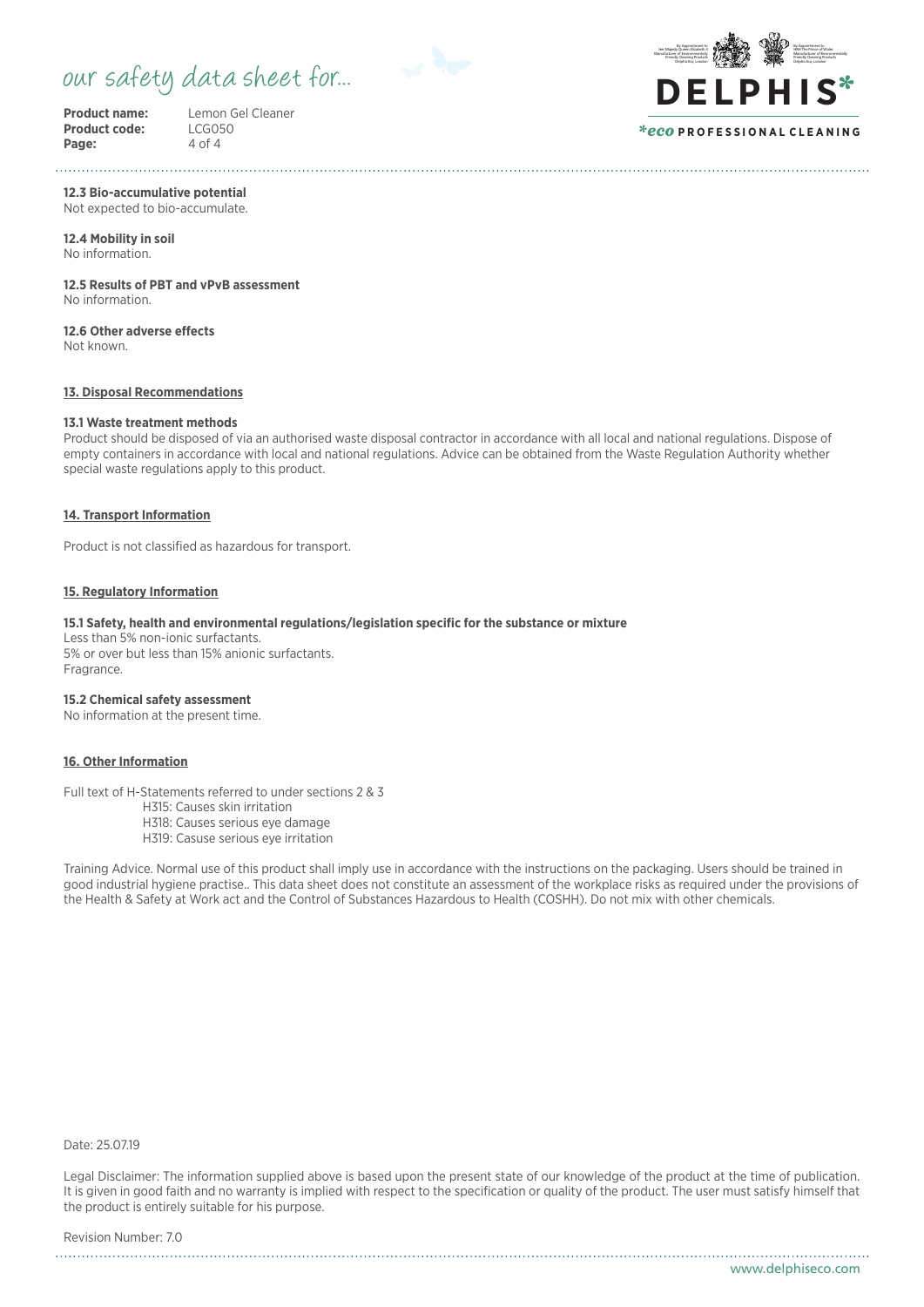**12.3 Bio-accumulative potential**
Not expected to bio-accumulate.

**12.4 Mobility in soil**
No information.

**12.5 Results of PBT and vPvB assessment**
No information.

**12.6 Other adverse effects**
Not known.

## 13. Disposal Recommendations

**13.1 Waste treatment methods**
Product should be disposed of via an authorised waste disposal contractor in accordance with all local and national regulations. Dispose of empty containers in accordance with local and national regulations. Advice can be obtained from the Waste Regulation Authority whether special waste regulations apply to this product.

## 14. Transport Information

Product is not classified as hazardous for transport.

## 15. Regulatory Information

**15.1 Safety, health and environmental regulations/legislation specific for the substance or mixture**
Less than 5% non-ionic surfactants.
5% or over but less than 15% anionic surfactants.
Fragrance.

**15.2 Chemical safety assessment**
No information at the present time.

## 16. Other Information

Full text of H-Statements referred to under sections 2 & 3

- H315: Causes skin irritation
- H318: Causes serious eye damage
- H319: Casuse serious eye irritation

Training Advice. Normal use of this product shall imply use in accordance with the instructions on the packaging. Users should be trained in good industrial hygiene practise.. This data sheet does not constitute an assessment of the workplace risks as required under the provisions of the Health & Safety at Work act and the Control of Substances Hazardous to Health (COSHH). Do not mix with other chemicals.

Date: 25.07.19

Legal Disclaimer: The information supplied above is based upon the present state of our knowledge of the product at the time of publication. It is given in good faith and no warranty is implied with respect to the specification or quality of the product. The user must satisfy himself that the product is entirely suitable for his purpose.

Revision Number: 7.0